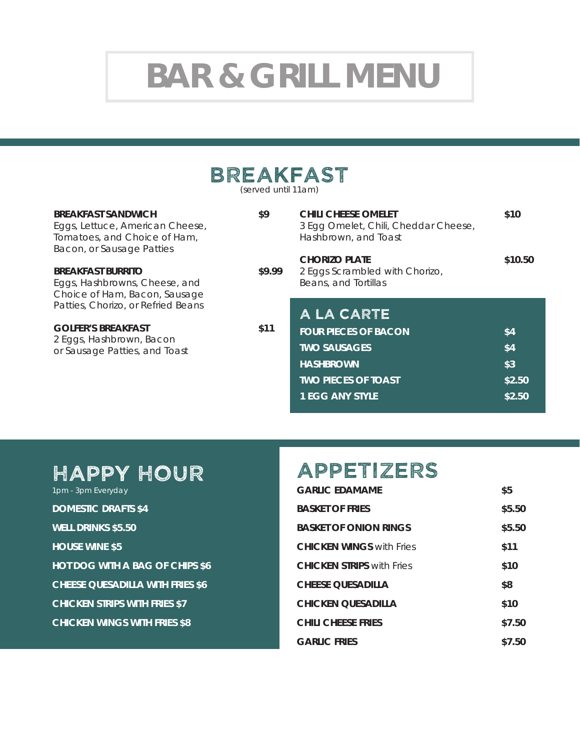# BAR & GRILL MENU

## BREAKFAST

*(served until 11am)*

**BREAKFAST SANDWICH** **$9**
Eggs, Lettuce, American Cheese, Tomatoes, and Choice of Ham, Bacon, or Sausage Patties

**BREAKFAST BURRITO** **$9.99**
Eggs, Hashbrowns, Cheese, and Choice of Ham, Bacon, Sausage Patties, Chorizo, or Refried Beans

**GOLFER'S BREAKFAST** **$11**
2 Eggs, Hashbrown, Bacon or Sausage Patties, and Toast

**CHILI CHEESE OMELET** **$10**
3 Egg Omelet, Chili, Cheddar Cheese, Hashbrown, and Toast

**CHORIZO PLATE** **$10.50**
2 Eggs Scrambled with Chorizo, Beans, and Tortillas

### A LA CARTE

| Item | Price |
|---|---|
| **FOUR PIECES OF BACON** | **$4** |
| **TWO SAUSAGES** | **$4** |
| **HASHBROWN** | **$3** |
| **TWO PIECES OF TOAST** | **$2.50** |
| **1 EGG ANY STYLE** | **$2.50** |

## HAPPY HOUR

*1pm - 3pm Everyday*

**DOMESTIC DRAFTS $4**

**WELL DRINKS $5.50**

**HOUSE WINE $5**

**HOT DOG WITH A BAG OF CHIPS $6**

**CHEESE QUESADILLA WITH FRIES $6**

**CHICKEN STRIPS WITH FRIES $7**

**CHICKEN WINGS WITH FRIES $8**

## APPETIZERS

| Item | Price |
|---|---|
| **GARLIC EDAMAME** | **$5** |
| **BASKET OF FRIES** | **$5.50** |
| **BASKET OF ONION RINGS** | **$5.50** |
| **CHICKEN WINGS** with Fries | **$11** |
| **CHICKEN STRIPS** with Fries | **$10** |
| **CHEESE QUESADILLA** | **$8** |
| **CHICKEN QUESADILLA** | **$10** |
| **CHILI CHEESE FRIES** | **$7.50** |
| **GARLIC FRIES** | **$7.50** |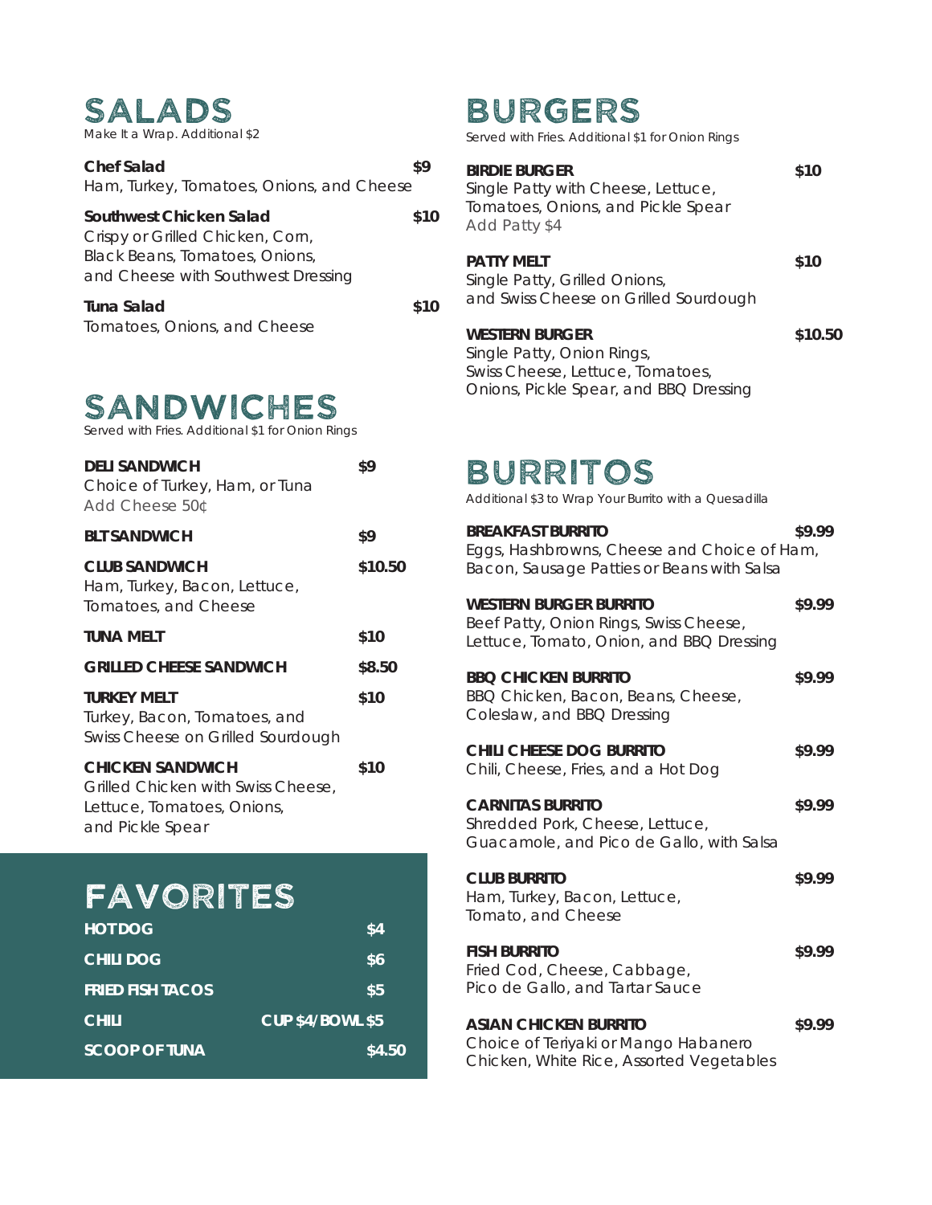# SALADS

Make It a Wrap. Additional $2

**Chef Salad** $9
Ham, Turkey, Tomatoes, Onions, and Cheese

**Southwest Chicken Salad** $10
Crispy or Grilled Chicken, Corn, Black Beans, Tomatoes, Onions, and Cheese with Southwest Dressing

**Tuna Salad** $10
Tomatoes, Onions, and Cheese

# SANDWICHES

Served with Fries. Additional $1 for Onion Rings

**DELI SANDWICH** $9
Choice of Turkey, Ham, or Tuna
Add Cheese 50¢

**BLT SANDWICH** $9

**CLUB SANDWICH** $10.50
Ham, Turkey, Bacon, Lettuce, Tomatoes, and Cheese

**TUNA MELT** $10

**GRILLED CHEESE SANDWICH** $8.50

**TURKEY MELT** $10
Turkey, Bacon, Tomatoes, and Swiss Cheese on Grilled Sourdough

**CHICKEN SANDWICH** $10
Grilled Chicken with Swiss Cheese, Lettuce, Tomatoes, Onions, and Pickle Spear

# FAVORITES

| | |
|---|---|
| **HOT DOG** | $4 |
| **CHILI DOG** | $6 |
| **FRIED FISH TACOS** | $5 |
| **CHILI** | CUP $4/ BOWL $5 |
| **SCOOP OF TUNA** | $4.50 |

# BURGERS

Served with Fries. Additional $1 for Onion Rings

**BIRDIE BURGER** $10
Single Patty with Cheese, Lettuce, Tomatoes, Onions, and Pickle Spear
Add Patty $4

**PATTY MELT** $10
Single Patty, Grilled Onions, and Swiss Cheese on Grilled Sourdough

**WESTERN BURGER** $10.50
Single Patty, Onion Rings, Swiss Cheese, Lettuce, Tomatoes, Onions, Pickle Spear, and BBQ Dressing

# BURRITOS

Additional $3 to Wrap Your Burrito with a Quesadilla

**BREAKFAST BURRITO** $9.99
Eggs, Hashbrowns, Cheese and Choice of Ham, Bacon, Sausage Patties or Beans with Salsa

**WESTERN BURGER BURRITO** $9.99
Beef Patty, Onion Rings, Swiss Cheese, Lettuce, Tomato, Onion, and BBQ Dressing

**BBQ CHICKEN BURRITO** $9.99
BBQ Chicken, Bacon, Beans, Cheese, Coleslaw, and BBQ Dressing

**CHILI CHEESE DOG BURRITO** $9.99
Chili, Cheese, Fries, and a Hot Dog

**CARNITAS BURRITO** $9.99
Shredded Pork, Cheese, Lettuce, Guacamole, and Pico de Gallo, with Salsa

**CLUB BURRITO** $9.99
Ham, Turkey, Bacon, Lettuce, Tomato, and Cheese

**FISH BURRITO** $9.99
Fried Cod, Cheese, Cabbage, Pico de Gallo, and Tartar Sauce

**ASIAN CHICKEN BURRITO** $9.99
Choice of Teriyaki or Mango Habanero Chicken, White Rice, Assorted Vegetables